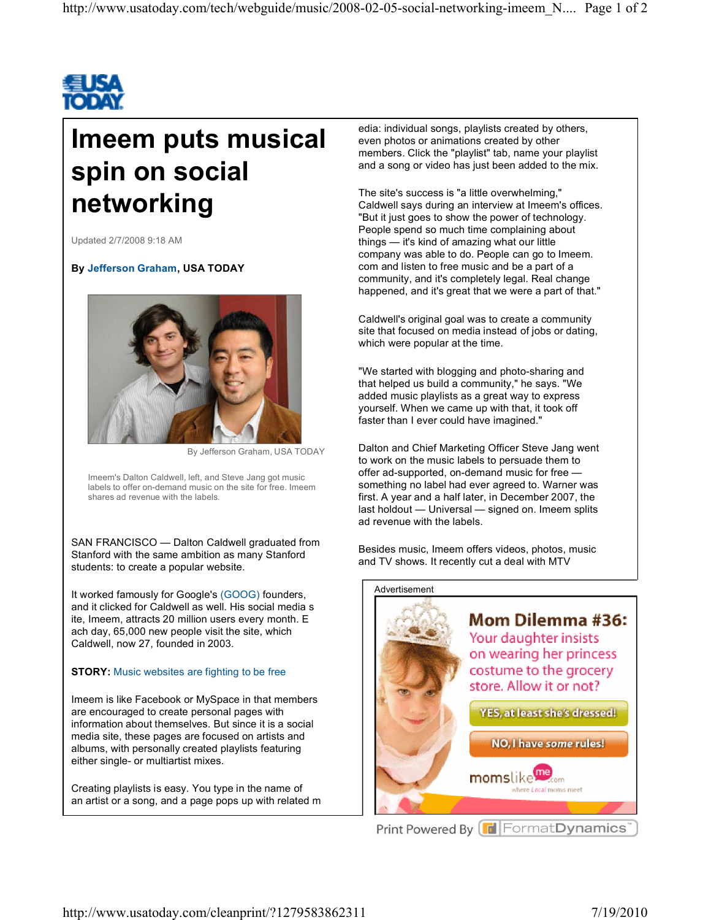# Imeem puts musical spin on social networking

Updated 2/7/2008 9:18 AM

**By Jefferson Graham, USA TODAY**

By Jefferson Graham, USA TODAY

Imeem's Dalton Caldwell, left, and Steve Jang got music labels to offer on-demand music on the site for free. Imeem shares ad revenue with the labels.

SAN FRANCISCO — Dalton Caldwell graduated from Stanford with the same ambition as many Stanford students: to create a popular website.

It worked famously for Google's (GOOG) founders, and it clicked for Caldwell as well. His social media s ite, Imeem, attracts 20 million users every month. E ach day, 65,000 new people visit the site, which Caldwell, now 27, founded in 2003.

**STORY:** Music websites are fighting to be free

Imeem is like Facebook or MySpace in that members are encouraged to create personal pages with information about themselves. But since it is a social media site, these pages are focused on artists and albums, with personally created playlists featuring either single- or multiartist mixes.

Creating playlists is easy. You type in the name of an artist or a song, and a page pops up with related m edia: individual songs, playlists created by others, even photos or animations created by other members. Click the "playlist" tab, name your playlist and a song or video has just been added to the mix.

The site's success is "a little overwhelming," Caldwell says during an interview at Imeem's offices. "But it just goes to show the power of technology. People spend so much time complaining about things — it's kind of amazing what our little company was able to do. People can go to Imeem. com and listen to free music and be a part of a community, and it's completely legal. Real change happened, and it's great that we were a part of that."

Caldwell's original goal was to create a community site that focused on media instead of jobs or dating, which were popular at the time.

"We started with blogging and photo-sharing and that helped us build a community," he says. "We added music playlists as a great way to express yourself. When we came up with that, it took off faster than I ever could have imagined."

Dalton and Chief Marketing Officer Steve Jang went to work on the music labels to persuade them to offer ad-supported, on-demand music for free — something no label had ever agreed to. Warner was first. A year and a half later, in December 2007, the last holdout — Universal — signed on. Imeem splits ad revenue with the labels.

Besides music, Imeem offers videos, photos, music and TV shows. It recently cut a deal with MTV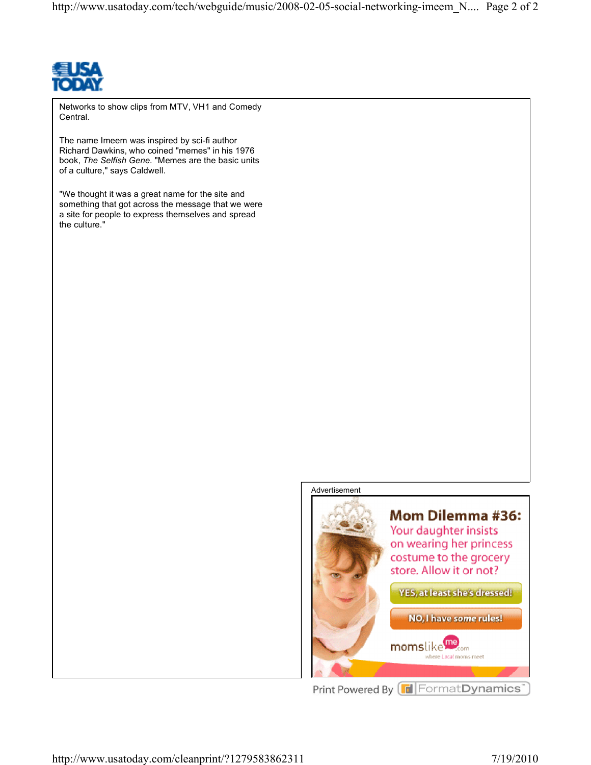Networks to show clips from MTV, VH1 and Comedy Central.

The name Imeem was inspired by sci-fi author Richard Dawkins, who coined "memes" in his 1976 book, *The Selfish Gene.* "Memes are the basic units of a culture," says Caldwell.

"We thought it was a great name for the site and something that got across the message that we were a site for people to express themselves and spread the culture."